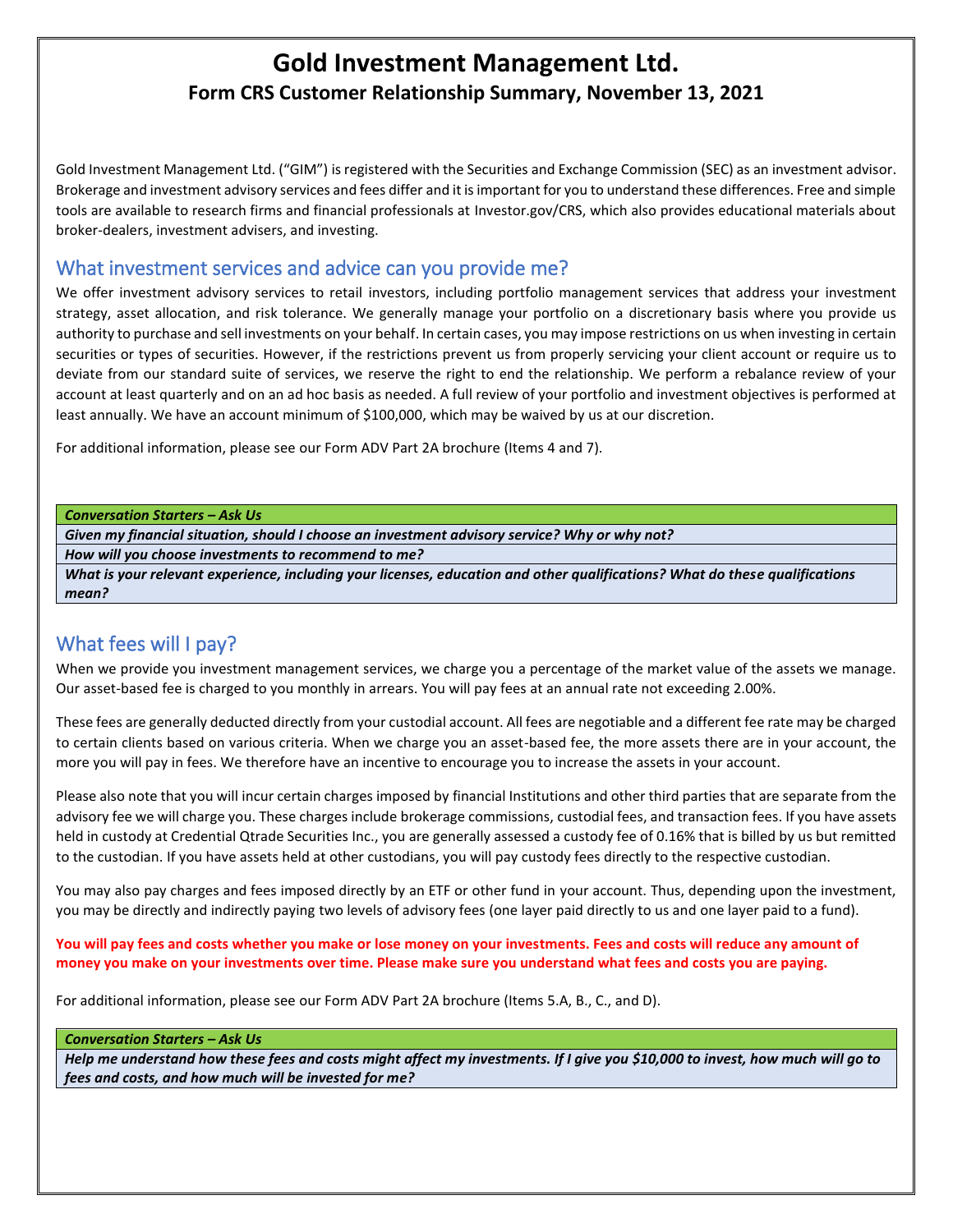# Gold Investment Management Ltd.

## Form CRS Customer Relationship Summary, November 13, 2021

Gold Investment Management Ltd. ("GIM") is registered with the Securities and Exchange Commission (SEC) as an investment advisor. Brokerage and investment advisory services and fees differ and it is important for you to understand these differences. Free and simple tools are available to research firms and financial professionals at Investor.gov/CRS, which also provides educational materials about broker-dealers, investment advisers, and investing.

## What investment services and advice can you provide me?

We offer investment advisory services to retail investors, including portfolio management services that address your investment strategy, asset allocation, and risk tolerance. We generally manage your portfolio on a discretionary basis where you provide us authority to purchase and sell investments on your behalf. In certain cases, you may impose restrictions on us when investing in certain securities or types of securities. However, if the restrictions prevent us from properly servicing your client account or require us to deviate from our standard suite of services, we reserve the right to end the relationship. We perform a rebalance review of your account at least quarterly and on an ad hoc basis as needed. A full review of your portfolio and investment objectives is performed at least annually. We have an account minimum of $100,000, which may be waived by us at our discretion.

For additional information, please see our Form ADV Part 2A brochure (Items 4 and 7).

| ***Conversation Starters – Ask Us*** |
|---|
| ***Given my financial situation, should I choose an investment advisory service? Why or why not?*** |
| ***How will you choose investments to recommend to me?*** |
| ***What is your relevant experience, including your licenses, education and other qualifications? What do these qualifications mean?*** |

## What fees will I pay?

When we provide you investment management services, we charge you a percentage of the market value of the assets we manage. Our asset-based fee is charged to you monthly in arrears. You will pay fees at an annual rate not exceeding 2.00%.

These fees are generally deducted directly from your custodial account. All fees are negotiable and a different fee rate may be charged to certain clients based on various criteria. When we charge you an asset-based fee, the more assets there are in your account, the more you will pay in fees. We therefore have an incentive to encourage you to increase the assets in your account.

Please also note that you will incur certain charges imposed by financial Institutions and other third parties that are separate from the advisory fee we will charge you. These charges include brokerage commissions, custodial fees, and transaction fees. If you have assets held in custody at Credential Qtrade Securities Inc., you are generally assessed a custody fee of 0.16% that is billed by us but remitted to the custodian. If you have assets held at other custodians, you will pay custody fees directly to the respective custodian.

You may also pay charges and fees imposed directly by an ETF or other fund in your account. Thus, depending upon the investment, you may be directly and indirectly paying two levels of advisory fees (one layer paid directly to us and one layer paid to a fund).

**You will pay fees and costs whether you make or lose money on your investments. Fees and costs will reduce any amount of money you make on your investments over time. Please make sure you understand what fees and costs you are paying.**

For additional information, please see our Form ADV Part 2A brochure (Items 5.A, B., C., and D).

| ***Conversation Starters – Ask Us*** |
|---|
| ***Help me understand how these fees and costs might affect my investments. If I give you $10,000 to invest, how much will go to fees and costs, and how much will be invested for me?*** |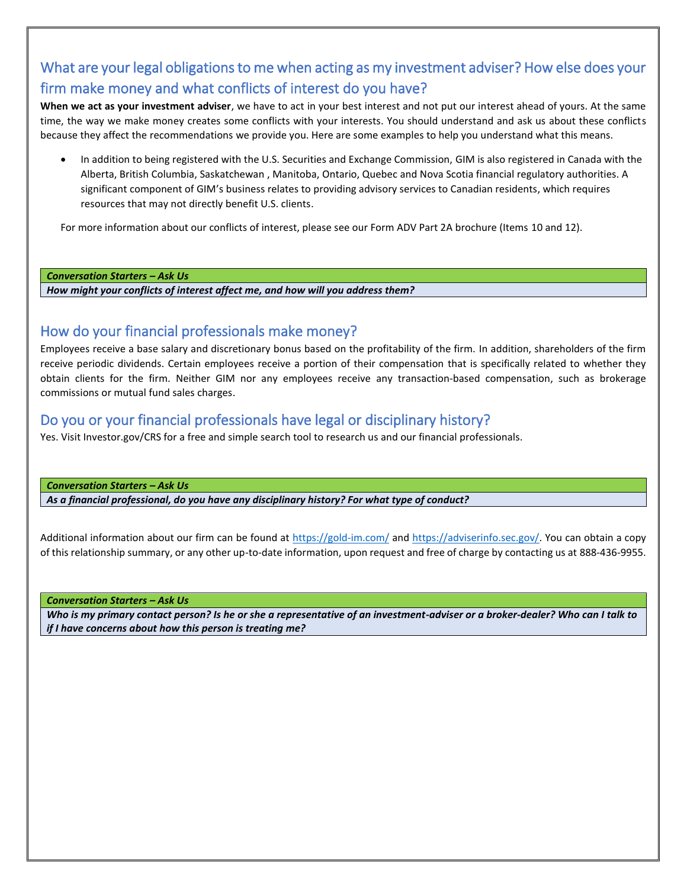## What are your legal obligations to me when acting as my investment adviser? How else does your firm make money and what conflicts of interest do you have?

**When we act as your investment adviser**, we have to act in your best interest and not put our interest ahead of yours. At the same time, the way we make money creates some conflicts with your interests. You should understand and ask us about these conflicts because they affect the recommendations we provide you. Here are some examples to help you understand what this means.

- In addition to being registered with the U.S. Securities and Exchange Commission, GIM is also registered in Canada with the Alberta, British Columbia, Saskatchewan , Manitoba, Ontario, Quebec and Nova Scotia financial regulatory authorities. A significant component of GIM's business relates to providing advisory services to Canadian residents, which requires resources that may not directly benefit U.S. clients.

For more information about our conflicts of interest, please see our Form ADV Part 2A brochure (Items 10 and 12).

| ***Conversation Starters – Ask Us*** |
|---|
| ***How might your conflicts of interest affect me, and how will you address them?*** |

## How do your financial professionals make money?

Employees receive a base salary and discretionary bonus based on the profitability of the firm. In addition, shareholders of the firm receive periodic dividends. Certain employees receive a portion of their compensation that is specifically related to whether they obtain clients for the firm. Neither GIM nor any employees receive any transaction-based compensation, such as brokerage commissions or mutual fund sales charges.

## Do you or your financial professionals have legal or disciplinary history?

Yes. Visit Investor.gov/CRS for a free and simple search tool to research us and our financial professionals.

| ***Conversation Starters – Ask Us*** |
|---|
| ***As a financial professional, do you have any disciplinary history? For what type of conduct?*** |

Additional information about our firm can be found at https://gold-im.com/ and https://adviserinfo.sec.gov/. You can obtain a copy of this relationship summary, or any other up-to-date information, upon request and free of charge by contacting us at 888-436-9955.

| ***Conversation Starters – Ask Us*** |
|---|
| ***Who is my primary contact person? Is he or she a representative of an investment-adviser or a broker-dealer? Who can I talk to if I have concerns about how this person is treating me?*** |